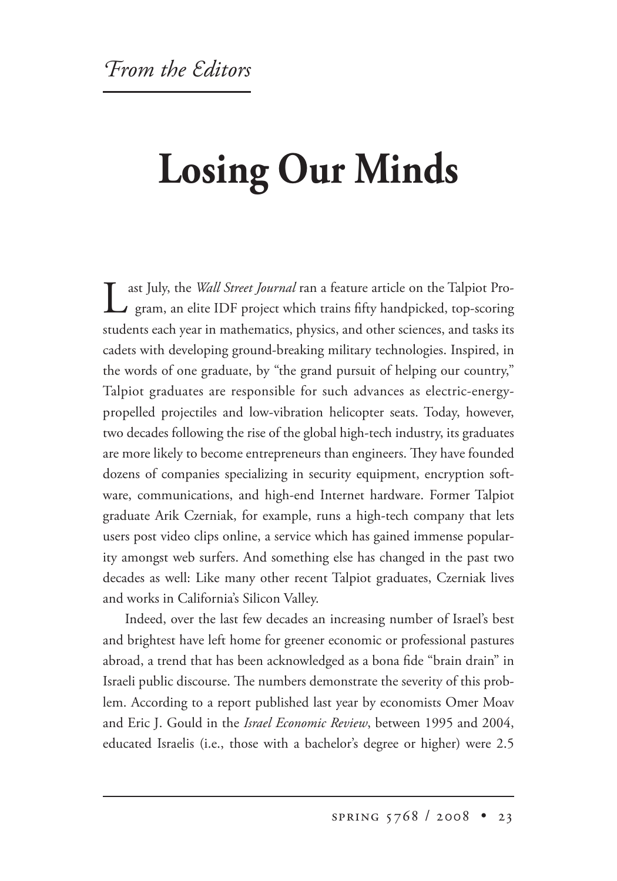*From the Editors*

# Losing Our Minds

Last July, the *Wall Street Journal* ran a feature article on the Talpiot Program, an elite IDF project which trains fifty handpicked, top-scoring students each year in mathematics, physics, and other sciences, and tasks its cadets with developing ground-breaking military technologies. Inspired, in the words of one graduate, by "the grand pursuit of helping our country," Talpiot graduates are responsible for such advances as electric-energy-propelled projectiles and low-vibration helicopter seats. Today, however, two decades following the rise of the global high-tech industry, its graduates are more likely to become entrepreneurs than engineers. They have founded dozens of companies specializing in security equipment, encryption software, communications, and high-end Internet hardware. Former Talpiot graduate Arik Czerniak, for example, runs a high-tech company that lets users post video clips online, a service which has gained immense popularity amongst web surfers. And something else has changed in the past two decades as well: Like many other recent Talpiot graduates, Czerniak lives and works in California's Silicon Valley.

Indeed, over the last few decades an increasing number of Israel's best and brightest have left home for greener economic or professional pastures abroad, a trend that has been acknowledged as a bona fide "brain drain" in Israeli public discourse. The numbers demonstrate the severity of this problem. According to a report published last year by economists Omer Moav and Eric J. Gould in the *Israel Economic Review*, between 1995 and 2004, educated Israelis (i.e., those with a bachelor's degree or higher) were 2.5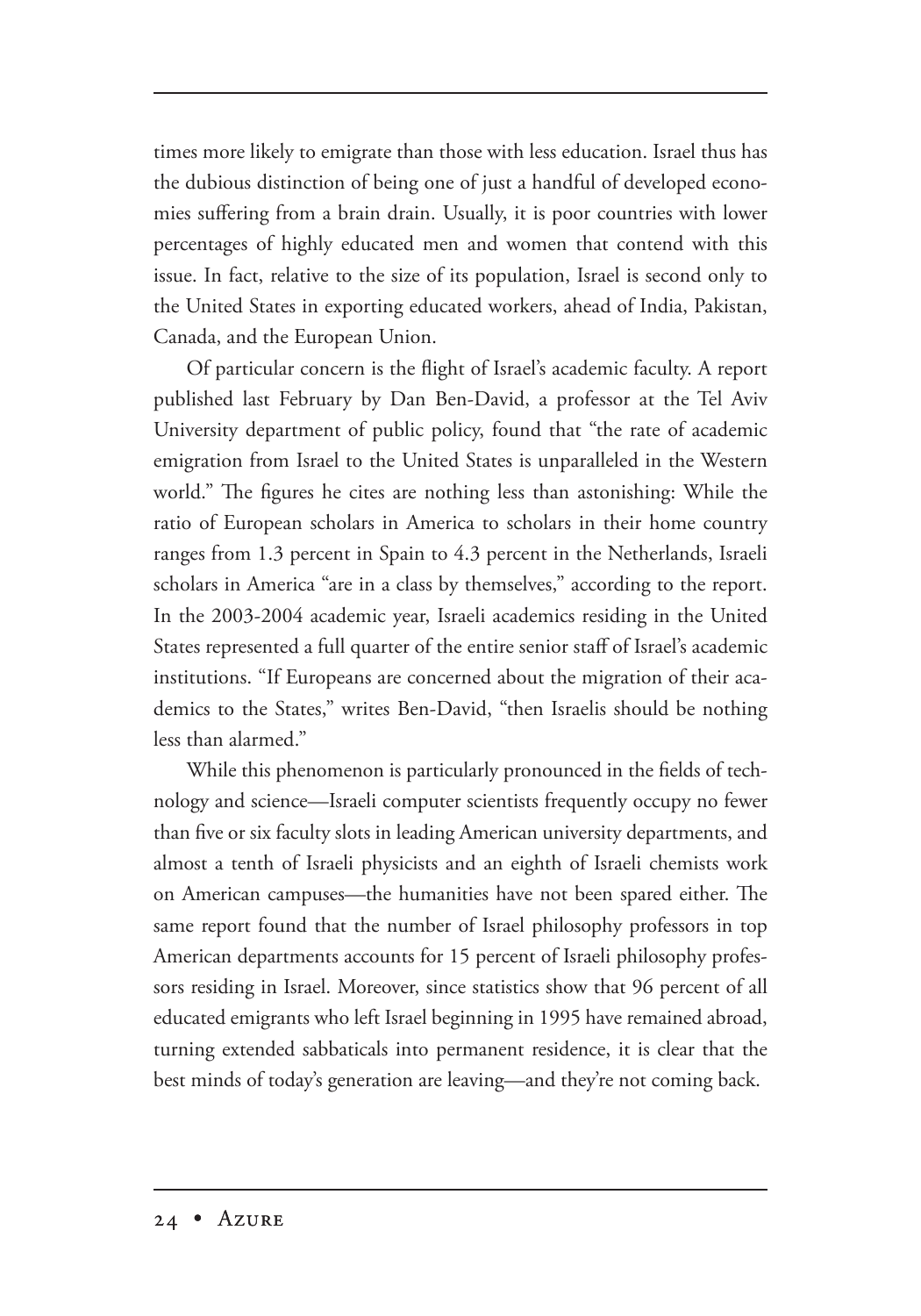times more likely to emigrate than those with less education. Israel thus has the dubious distinction of being one of just a handful of developed economies suffering from a brain drain. Usually, it is poor countries with lower percentages of highly educated men and women that contend with this issue. In fact, relative to the size of its population, Israel is second only to the United States in exporting educated workers, ahead of India, Pakistan, Canada, and the European Union.

Of particular concern is the flight of Israel's academic faculty. A report published last February by Dan Ben-David, a professor at the Tel Aviv University department of public policy, found that "the rate of academic emigration from Israel to the United States is unparalleled in the Western world." The figures he cites are nothing less than astonishing: While the ratio of European scholars in America to scholars in their home country ranges from 1.3 percent in Spain to 4.3 percent in the Netherlands, Israeli scholars in America "are in a class by themselves," according to the report. In the 2003-2004 academic year, Israeli academics residing in the United States represented a full quarter of the entire senior staff of Israel's academic institutions. "If Europeans are concerned about the migration of their academics to the States," writes Ben-David, "then Israelis should be nothing less than alarmed."

While this phenomenon is particularly pronounced in the fields of technology and science—Israeli computer scientists frequently occupy no fewer than five or six faculty slots in leading American university departments, and almost a tenth of Israeli physicists and an eighth of Israeli chemists work on American campuses—the humanities have not been spared either. The same report found that the number of Israel philosophy professors in top American departments accounts for 15 percent of Israeli philosophy professors residing in Israel. Moreover, since statistics show that 96 percent of all educated emigrants who left Israel beginning in 1995 have remained abroad, turning extended sabbaticals into permanent residence, it is clear that the best minds of today's generation are leaving—and they're not coming back.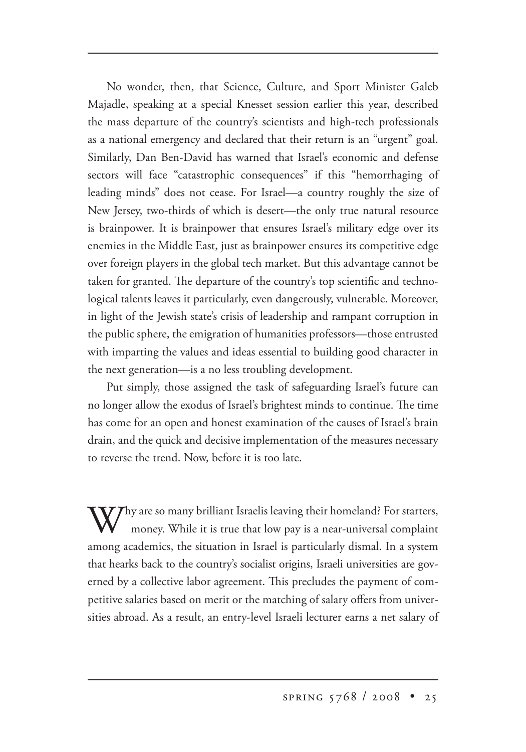No wonder, then, that Science, Culture, and Sport Minister Galeb Majadle, speaking at a special Knesset session earlier this year, described the mass departure of the country's scientists and high-tech professionals as a national emergency and declared that their return is an "urgent" goal. Similarly, Dan Ben-David has warned that Israel's economic and defense sectors will face "catastrophic consequences" if this "hemorrhaging of leading minds" does not cease. For Israel—a country roughly the size of New Jersey, two-thirds of which is desert—the only true natural resource is brainpower. It is brainpower that ensures Israel's military edge over its enemies in the Middle East, just as brainpower ensures its competitive edge over foreign players in the global tech market. But this advantage cannot be taken for granted. The departure of the country's top scientific and technological talents leaves it particularly, even dangerously, vulnerable. Moreover, in light of the Jewish state's crisis of leadership and rampant corruption in the public sphere, the emigration of humanities professors—those entrusted with imparting the values and ideas essential to building good character in the next generation—is a no less troubling development.

Put simply, those assigned the task of safeguarding Israel's future can no longer allow the exodus of Israel's brightest minds to continue. The time has come for an open and honest examination of the causes of Israel's brain drain, and the quick and decisive implementation of the measures necessary to reverse the trend. Now, before it is too late.

Why are so many brilliant Israelis leaving their homeland? For starters, money. While it is true that low pay is a near-universal complaint among academics, the situation in Israel is particularly dismal. In a system that hearks back to the country's socialist origins, Israeli universities are governed by a collective labor agreement. This precludes the payment of competitive salaries based on merit or the matching of salary offers from universities abroad. As a result, an entry-level Israeli lecturer earns a net salary of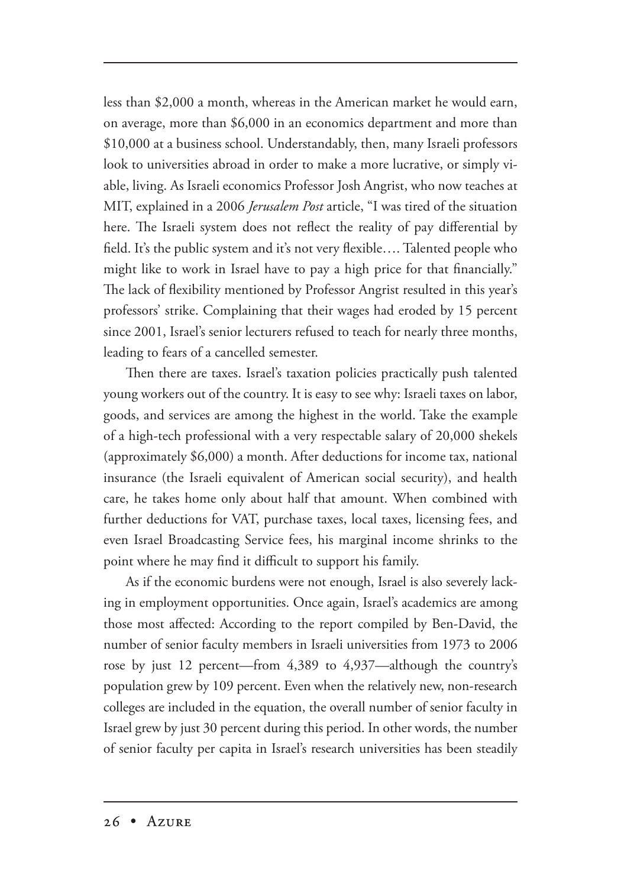less than $2,000 a month, whereas in the American market he would earn, on average, more than $6,000 in an economics department and more than $10,000 at a business school. Understandably, then, many Israeli professors look to universities abroad in order to make a more lucrative, or simply viable, living. As Israeli economics Professor Josh Angrist, who now teaches at MIT, explained in a 2006 *Jerusalem Post* article, "I was tired of the situation here. The Israeli system does not reflect the reality of pay differential by field. It's the public system and it's not very flexible…. Talented people who might like to work in Israel have to pay a high price for that financially." The lack of flexibility mentioned by Professor Angrist resulted in this year's professors' strike. Complaining that their wages had eroded by 15 percent since 2001, Israel's senior lecturers refused to teach for nearly three months, leading to fears of a cancelled semester.

Then there are taxes. Israel's taxation policies practically push talented young workers out of the country. It is easy to see why: Israeli taxes on labor, goods, and services are among the highest in the world. Take the example of a high-tech professional with a very respectable salary of 20,000 shekels (approximately $6,000) a month. After deductions for income tax, national insurance (the Israeli equivalent of American social security), and health care, he takes home only about half that amount. When combined with further deductions for VAT, purchase taxes, local taxes, licensing fees, and even Israel Broadcasting Service fees, his marginal income shrinks to the point where he may find it difficult to support his family.

As if the economic burdens were not enough, Israel is also severely lacking in employment opportunities. Once again, Israel's academics are among those most affected: According to the report compiled by Ben-David, the number of senior faculty members in Israeli universities from 1973 to 2006 rose by just 12 percent—from 4,389 to 4,937—although the country's population grew by 109 percent. Even when the relatively new, non-research colleges are included in the equation, the overall number of senior faculty in Israel grew by just 30 percent during this period. In other words, the number of senior faculty per capita in Israel's research universities has been steadily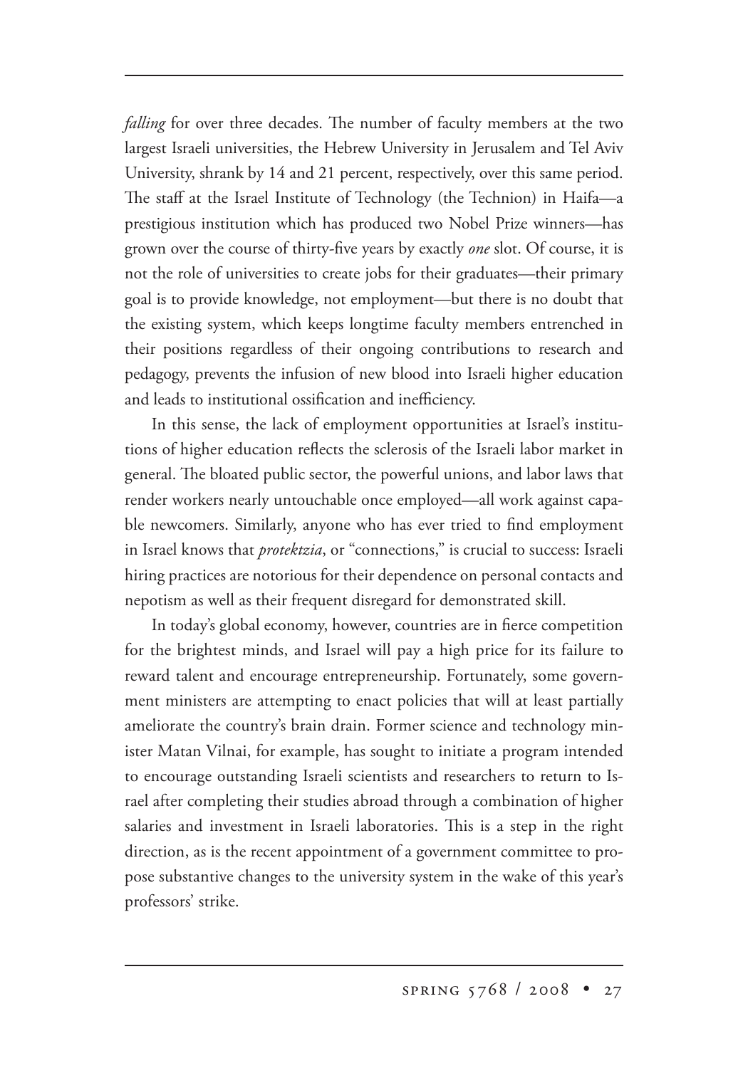*falling* for over three decades. The number of faculty members at the two largest Israeli universities, the Hebrew University in Jerusalem and Tel Aviv University, shrank by 14 and 21 percent, respectively, over this same period. The staff at the Israel Institute of Technology (the Technion) in Haifa—a prestigious institution which has produced two Nobel Prize winners—has grown over the course of thirty-five years by exactly *one* slot. Of course, it is not the role of universities to create jobs for their graduates—their primary goal is to provide knowledge, not employment—but there is no doubt that the existing system, which keeps longtime faculty members entrenched in their positions regardless of their ongoing contributions to research and pedagogy, prevents the infusion of new blood into Israeli higher education and leads to institutional ossification and inefficiency.

In this sense, the lack of employment opportunities at Israel's institutions of higher education reflects the sclerosis of the Israeli labor market in general. The bloated public sector, the powerful unions, and labor laws that render workers nearly untouchable once employed—all work against capable newcomers. Similarly, anyone who has ever tried to find employment in Israel knows that *protektzia*, or "connections," is crucial to success: Israeli hiring practices are notorious for their dependence on personal contacts and nepotism as well as their frequent disregard for demonstrated skill.

In today's global economy, however, countries are in fierce competition for the brightest minds, and Israel will pay a high price for its failure to reward talent and encourage entrepreneurship. Fortunately, some government ministers are attempting to enact policies that will at least partially ameliorate the country's brain drain. Former science and technology minister Matan Vilnai, for example, has sought to initiate a program intended to encourage outstanding Israeli scientists and researchers to return to Israel after completing their studies abroad through a combination of higher salaries and investment in Israeli laboratories. This is a step in the right direction, as is the recent appointment of a government committee to propose substantive changes to the university system in the wake of this year's professors' strike.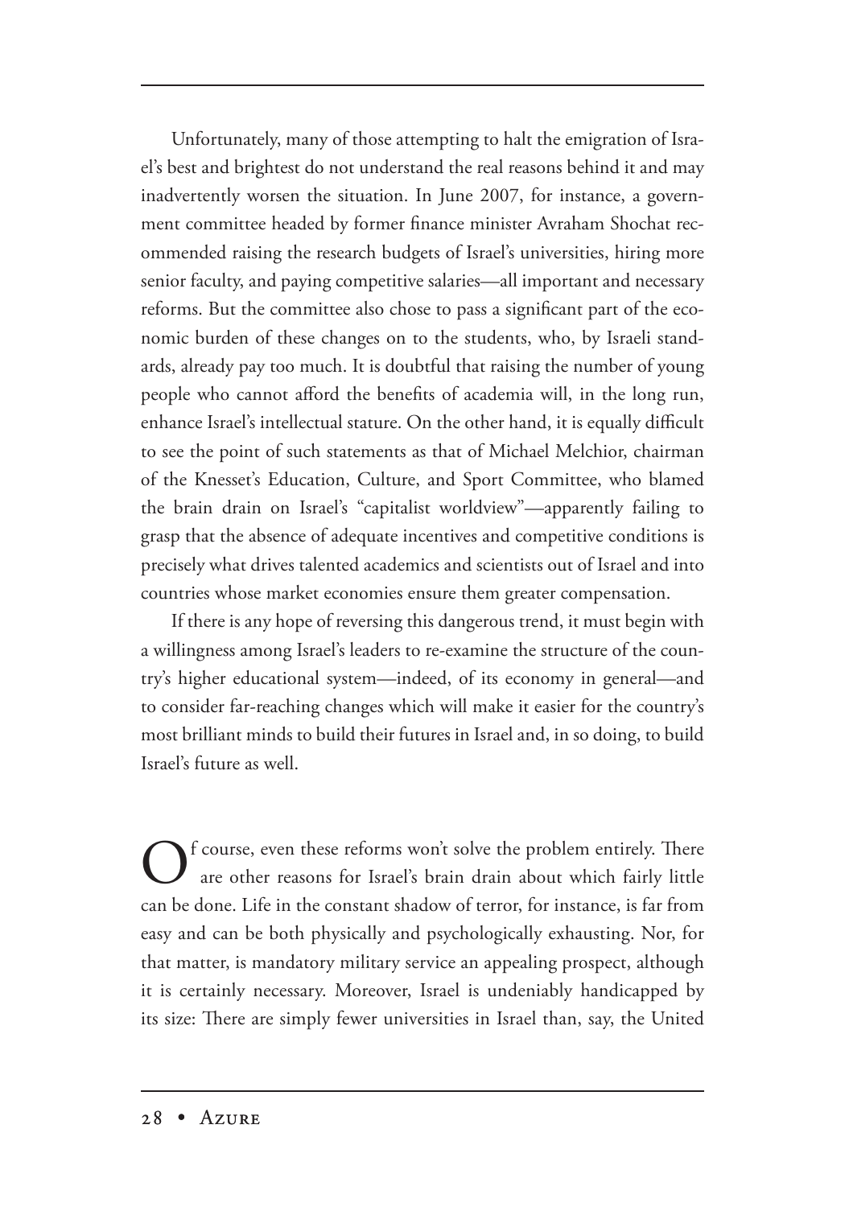Unfortunately, many of those attempting to halt the emigration of Israel's best and brightest do not understand the real reasons behind it and may inadvertently worsen the situation. In June 2007, for instance, a government committee headed by former finance minister Avraham Shochat recommended raising the research budgets of Israel's universities, hiring more senior faculty, and paying competitive salaries—all important and necessary reforms. But the committee also chose to pass a significant part of the economic burden of these changes on to the students, who, by Israeli standards, already pay too much. It is doubtful that raising the number of young people who cannot afford the benefits of academia will, in the long run, enhance Israel's intellectual stature. On the other hand, it is equally difficult to see the point of such statements as that of Michael Melchior, chairman of the Knesset's Education, Culture, and Sport Committee, who blamed the brain drain on Israel's "capitalist worldview"—apparently failing to grasp that the absence of adequate incentives and competitive conditions is precisely what drives talented academics and scientists out of Israel and into countries whose market economies ensure them greater compensation.

If there is any hope of reversing this dangerous trend, it must begin with a willingness among Israel's leaders to re-examine the structure of the country's higher educational system—indeed, of its economy in general—and to consider far-reaching changes which will make it easier for the country's most brilliant minds to build their futures in Israel and, in so doing, to build Israel's future as well.

Of course, even these reforms won't solve the problem entirely. There are other reasons for Israel's brain drain about which fairly little can be done. Life in the constant shadow of terror, for instance, is far from easy and can be both physically and psychologically exhausting. Nor, for that matter, is mandatory military service an appealing prospect, although it is certainly necessary. Moreover, Israel is undeniably handicapped by its size: There are simply fewer universities in Israel than, say, the United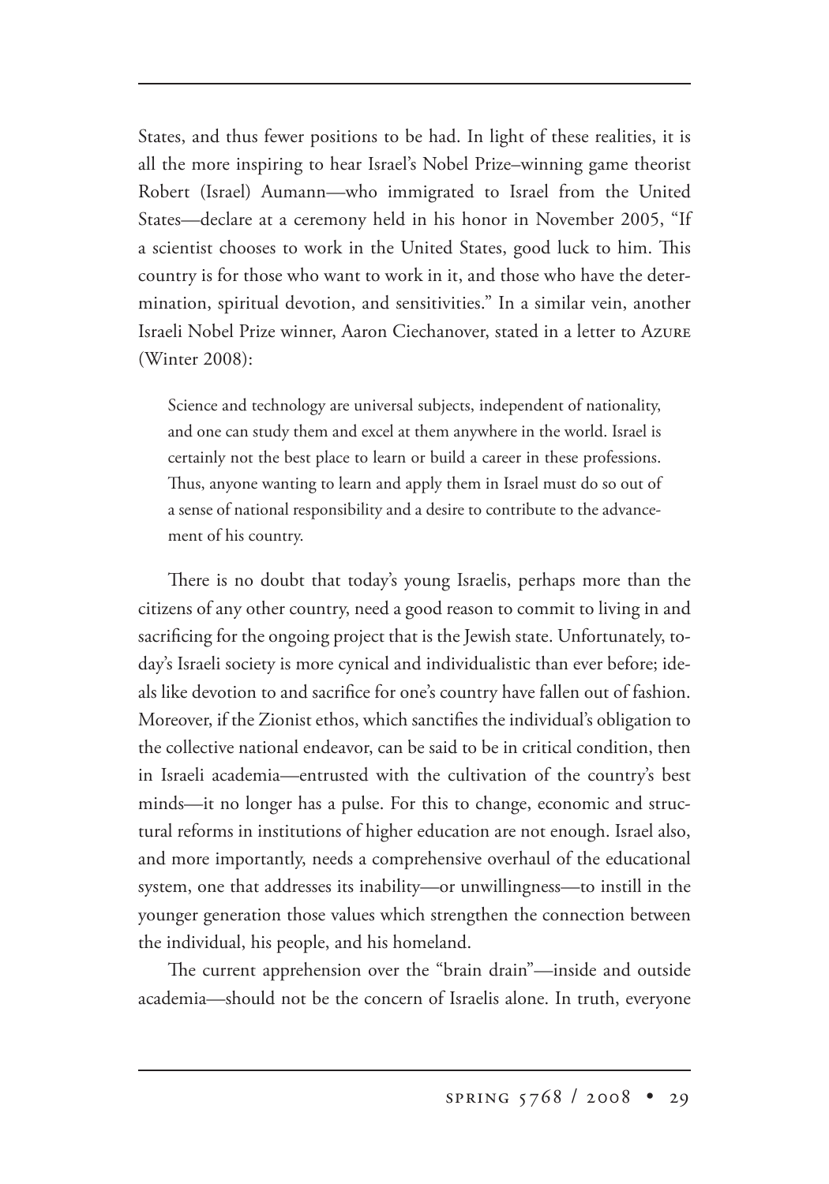States, and thus fewer positions to be had. In light of these realities, it is all the more inspiring to hear Israel's Nobel Prize–winning game theorist Robert (Israel) Aumann—who immigrated to Israel from the United States—declare at a ceremony held in his honor in November 2005, "If a scientist chooses to work in the United States, good luck to him. This country is for those who want to work in it, and those who have the determination, spiritual devotion, and sensitivities." In a similar vein, another Israeli Nobel Prize winner, Aaron Ciechanover, stated in a letter to Azure (Winter 2008):

> Science and technology are universal subjects, independent of nationality, and one can study them and excel at them anywhere in the world. Israel is certainly not the best place to learn or build a career in these professions. Thus, anyone wanting to learn and apply them in Israel must do so out of a sense of national responsibility and a desire to contribute to the advancement of his country.

There is no doubt that today's young Israelis, perhaps more than the citizens of any other country, need a good reason to commit to living in and sacrificing for the ongoing project that is the Jewish state. Unfortunately, today's Israeli society is more cynical and individualistic than ever before; ideals like devotion to and sacrifice for one's country have fallen out of fashion. Moreover, if the Zionist ethos, which sanctifies the individual's obligation to the collective national endeavor, can be said to be in critical condition, then in Israeli academia—entrusted with the cultivation of the country's best minds—it no longer has a pulse. For this to change, economic and structural reforms in institutions of higher education are not enough. Israel also, and more importantly, needs a comprehensive overhaul of the educational system, one that addresses its inability—or unwillingness—to instill in the younger generation those values which strengthen the connection between the individual, his people, and his homeland.

The current apprehension over the "brain drain"—inside and outside academia—should not be the concern of Israelis alone. In truth, everyone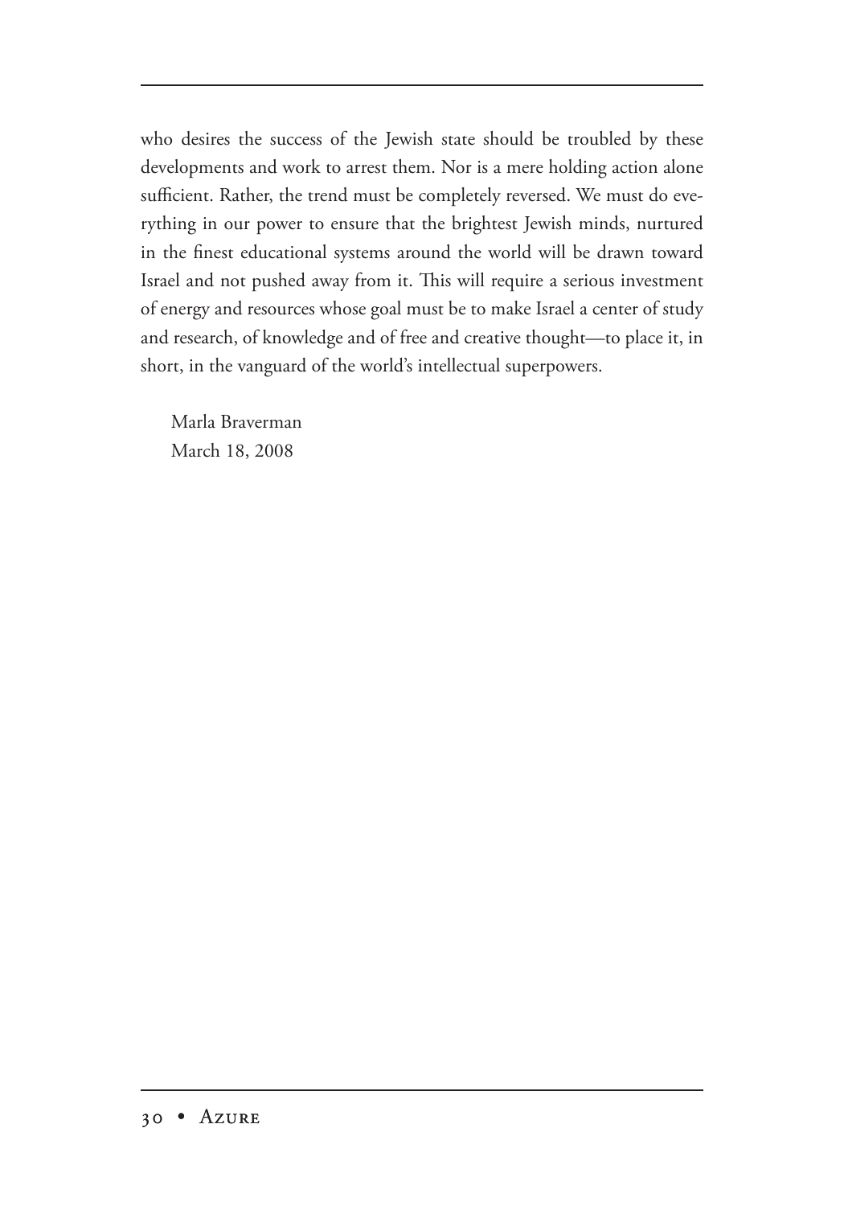who desires the success of the Jewish state should be troubled by these developments and work to arrest them. Nor is a mere holding action alone sufficient. Rather, the trend must be completely reversed. We must do everything in our power to ensure that the brightest Jewish minds, nurtured in the finest educational systems around the world will be drawn toward Israel and not pushed away from it. This will require a serious investment of energy and resources whose goal must be to make Israel a center of study and research, of knowledge and of free and creative thought—to place it, in short, in the vanguard of the world's intellectual superpowers.

Marla Braverman
March 18, 2008